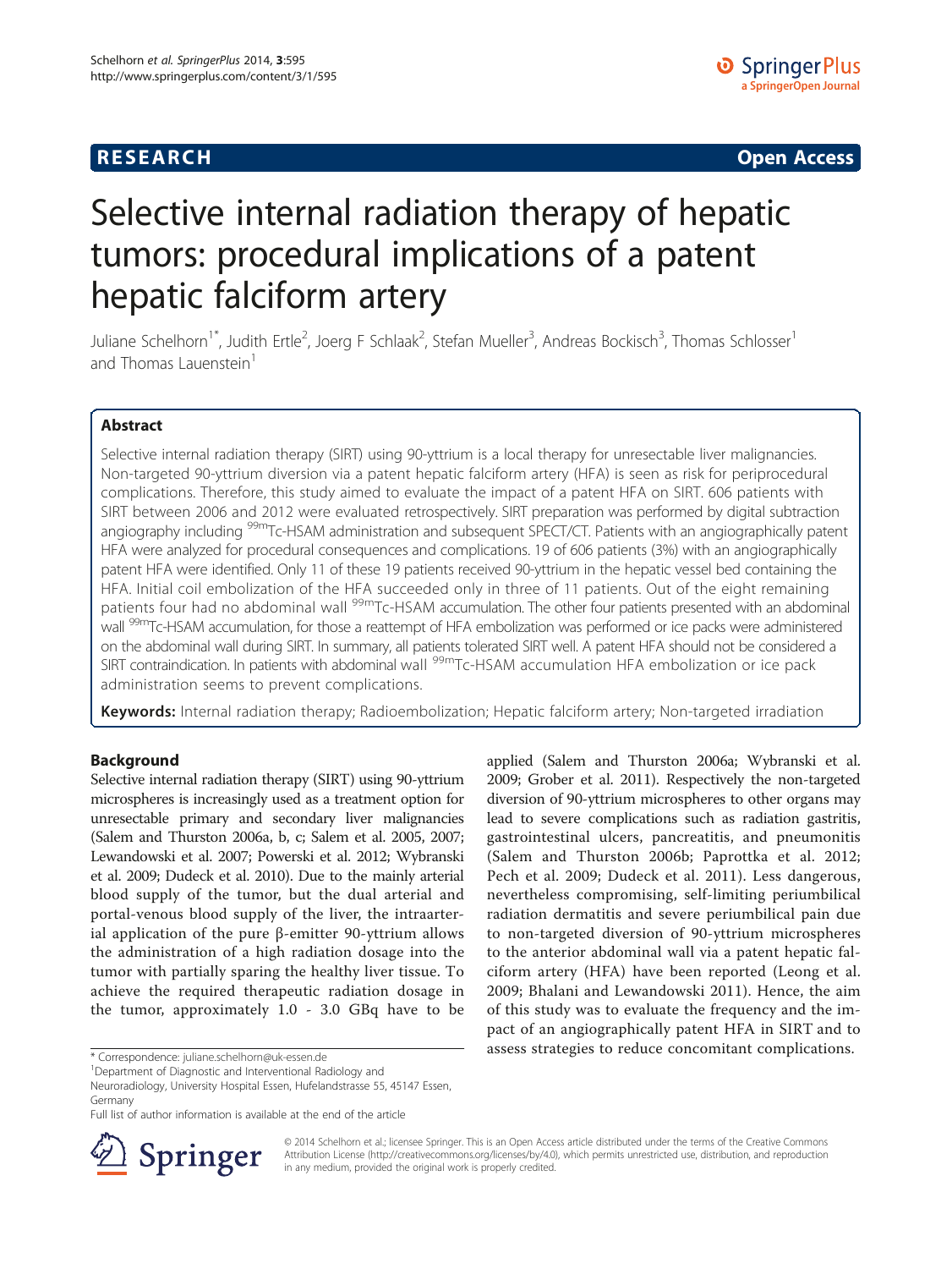RESEARCH Open Access

# Selective internal radiation therapy of hepatic tumors: procedural implications of a patent hepatic falciform artery

Juliane Schelhorn[1*], Judith Ertle[2], Joerg F Schlaak[2], Stefan Mueller[3], Andreas Bockisch[3], Thomas Schlosser[1] and Thomas Lauenstein[1]

## Abstract

Selective internal radiation therapy (SIRT) using 90-yttrium is a local therapy for unresectable liver malignancies. Non-targeted 90-yttrium diversion via a patent hepatic falciform artery (HFA) is seen as risk for periprocedural complications. Therefore, this study aimed to evaluate the impact of a patent HFA on SIRT. 606 patients with SIRT between 2006 and 2012 were evaluated retrospectively. SIRT preparation was performed by digital subtraction angiography including $^{99m}$Tc-HSAM administration and subsequent SPECT/CT. Patients with an angiographically patent HFA were analyzed for procedural consequences and complications. 19 of 606 patients (3%) with an angiographically patent HFA were identified. Only 11 of these 19 patients received 90-yttrium in the hepatic vessel bed containing the HFA. Initial coil embolization of the HFA succeeded only in three of 11 patients. Out of the eight remaining patients four had no abdominal wall $^{99m}$Tc-HSAM accumulation. The other four patients presented with an abdominal wall $^{99m}$Tc-HSAM accumulation, for those a reattempt of HFA embolization was performed or ice packs were administered on the abdominal wall during SIRT. In summary, all patients tolerated SIRT well. A patent HFA should not be considered a SIRT contraindication. In patients with abdominal wall $^{99m}$Tc-HSAM accumulation HFA embolization or ice pack administration seems to prevent complications.

**Keywords:** Internal radiation therapy; Radioembolization; Hepatic falciform artery; Non-targeted irradiation

## Background

Selective internal radiation therapy (SIRT) using 90-yttrium microspheres is increasingly used as a treatment option for unresectable primary and secondary liver malignancies (Salem and Thurston 2006a, b, c; Salem et al. 2005, 2007; Lewandowski et al. 2007; Powerski et al. 2012; Wybranski et al. 2009; Dudeck et al. 2010). Due to the mainly arterial blood supply of the tumor, but the dual arterial and portal-venous blood supply of the liver, the intraarterial application of the pure β-emitter 90-yttrium allows the administration of a high radiation dosage into the tumor with partially sparing the healthy liver tissue. To achieve the required therapeutic radiation dosage in the tumor, approximately 1.0 - 3.0 GBq have to be applied (Salem and Thurston 2006a; Wybranski et al. 2009; Grober et al. 2011). Respectively the non-targeted diversion of 90-yttrium microspheres to other organs may lead to severe complications such as radiation gastritis, gastrointestinal ulcers, pancreatitis, and pneumonitis (Salem and Thurston 2006b; Paprottka et al. 2012; Pech et al. 2009; Dudeck et al. 2011). Less dangerous, nevertheless compromising, self-limiting periumbilical radiation dermatitis and severe periumbilical pain due to non-targeted diversion of 90-yttrium microspheres to the anterior abdominal wall via a patent hepatic falciform artery (HFA) have been reported (Leong et al. 2009; Bhalani and Lewandowski 2011). Hence, the aim of this study was to evaluate the frequency and the impact of an angiographically patent HFA in SIRT and to assess strategies to reduce concomitant complications.

\* Correspondence: juliane.schelhorn@uk-essen.de

[1]Department of Diagnostic and Interventional Radiology and Neuroradiology, University Hospital Essen, Hufelandstrasse 55, 45147 Essen, Germany

Full list of author information is available at the end of the article

© 2014 Schelhorn et al.; licensee Springer. This is an Open Access article distributed under the terms of the Creative Commons Attribution License (http://creativecommons.org/licenses/by/4.0), which permits unrestricted use, distribution, and reproduction in any medium, provided the original work is properly credited.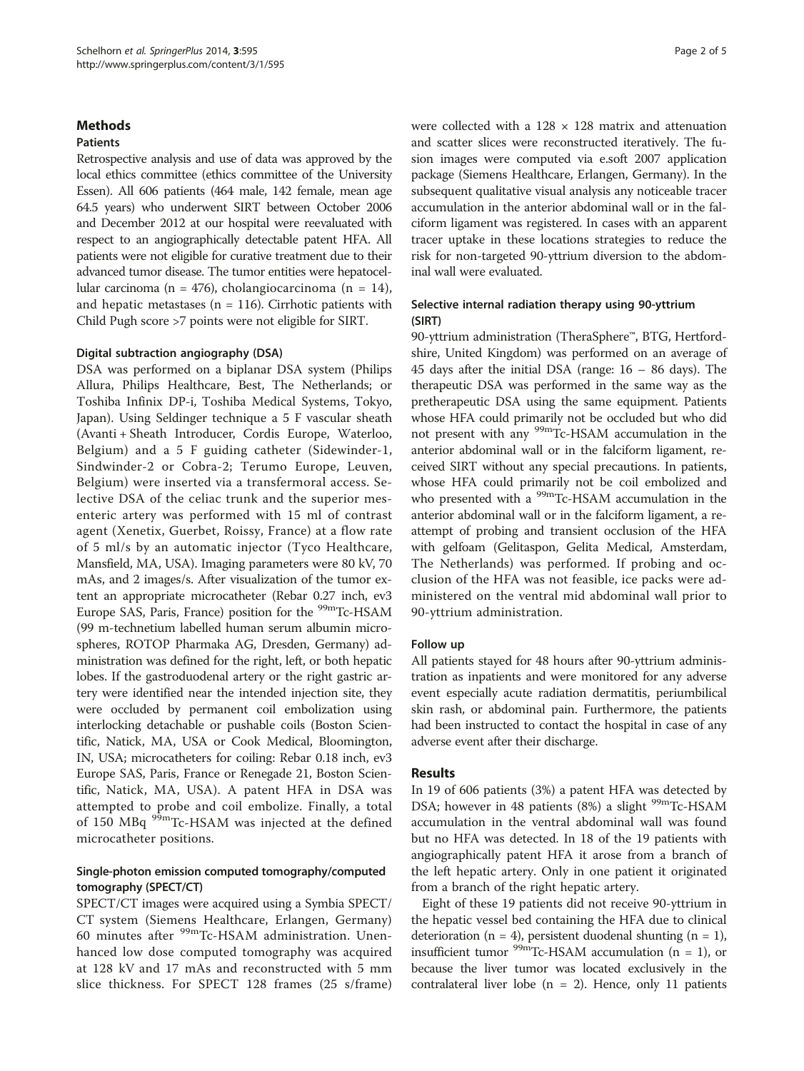## Methods

### Patients

Retrospective analysis and use of data was approved by the local ethics committee (ethics committee of the University Essen). All 606 patients (464 male, 142 female, mean age 64.5 years) who underwent SIRT between October 2006 and December 2012 at our hospital were reevaluated with respect to an angiographically detectable patent HFA. All patients were not eligible for curative treatment due to their advanced tumor disease. The tumor entities were hepatocellular carcinoma (n = 476), cholangiocarcinoma (n = 14), and hepatic metastases (n = 116). Cirrhotic patients with Child Pugh score >7 points were not eligible for SIRT.

#### Digital subtraction angiography (DSA)

DSA was performed on a biplanar DSA system (Philips Allura, Philips Healthcare, Best, The Netherlands; or Toshiba Infinix DP-i, Toshiba Medical Systems, Tokyo, Japan). Using Seldinger technique a 5 F vascular sheath (Avanti + Sheath Introducer, Cordis Europe, Waterloo, Belgium) and a 5 F guiding catheter (Sidewinder-1, Sindwinder-2 or Cobra-2; Terumo Europe, Leuven, Belgium) were inserted via a transfermoral access. Selective DSA of the celiac trunk and the superior mesenteric artery was performed with 15 ml of contrast agent (Xenetix, Guerbet, Roissy, France) at a flow rate of 5 ml/s by an automatic injector (Tyco Healthcare, Mansfield, MA, USA). Imaging parameters were 80 kV, 70 mAs, and 2 images/s. After visualization of the tumor extent an appropriate microcatheter (Rebar 0.27 inch, ev3 Europe SAS, Paris, France) position for the $^{99m}$Tc-HSAM (99 m-technetium labelled human serum albumin microspheres, ROTOP Pharmaka AG, Dresden, Germany) administration was defined for the right, left, or both hepatic lobes. If the gastroduodenal artery or the right gastric artery were identified near the intended injection site, they were occluded by permanent coil embolization using interlocking detachable or pushable coils (Boston Scientific, Natick, MA, USA or Cook Medical, Bloomington, IN, USA; microcatheters for coiling: Rebar 0.18 inch, ev3 Europe SAS, Paris, France or Renegade 21, Boston Scientific, Natick, MA, USA). A patent HFA in DSA was attempted to probe and coil embolize. Finally, a total of 150 MBq $^{99m}$Tc-HSAM was injected at the defined microcatheter positions.

#### Single-photon emission computed tomography/computed tomography (SPECT/CT)

SPECT/CT images were acquired using a Symbia SPECT/CT system (Siemens Healthcare, Erlangen, Germany) 60 minutes after $^{99m}$Tc-HSAM administration. Unenhanced low dose computed tomography was acquired at 128 kV and 17 mAs and reconstructed with 5 mm slice thickness. For SPECT 128 frames (25 s/frame) were collected with a 128 × 128 matrix and attenuation and scatter slices were reconstructed iteratively. The fusion images were computed via e.soft 2007 application package (Siemens Healthcare, Erlangen, Germany). In the subsequent qualitative visual analysis any noticeable tracer accumulation in the anterior abdominal wall or in the falciform ligament was registered. In cases with an apparent tracer uptake in these locations strategies to reduce the risk for non-targeted 90-yttrium diversion to the abdominal wall were evaluated.

#### Selective internal radiation therapy using 90-yttrium (SIRT)

90-yttrium administration (TheraSphere™, BTG, Hertfordshire, United Kingdom) was performed on an average of 45 days after the initial DSA (range: 16 – 86 days). The therapeutic DSA was performed in the same way as the pretherapeutic DSA using the same equipment. Patients whose HFA could primarily not be occluded but who did not present with any $^{99m}$Tc-HSAM accumulation in the anterior abdominal wall or in the falciform ligament, received SIRT without any special precautions. In patients, whose HFA could primarily not be coil embolized and who presented with a $^{99m}$Tc-HSAM accumulation in the anterior abdominal wall or in the falciform ligament, a reattempt of probing and transient occlusion of the HFA with gelfoam (Gelitaspon, Gelita Medical, Amsterdam, The Netherlands) was performed. If probing and occlusion of the HFA was not feasible, ice packs were administered on the ventral mid abdominal wall prior to 90-yttrium administration.

#### Follow up

All patients stayed for 48 hours after 90-yttrium administration as inpatients and were monitored for any adverse event especially acute radiation dermatitis, periumbilical skin rash, or abdominal pain. Furthermore, the patients had been instructed to contact the hospital in case of any adverse event after their discharge.

## Results

In 19 of 606 patients (3%) a patent HFA was detected by DSA; however in 48 patients (8%) a slight $^{99m}$Tc-HSAM accumulation in the ventral abdominal wall was found but no HFA was detected. In 18 of the 19 patients with angiographically patent HFA it arose from a branch of the left hepatic artery. Only in one patient it originated from a branch of the right hepatic artery.

Eight of these 19 patients did not receive 90-yttrium in the hepatic vessel bed containing the HFA due to clinical deterioration (n = 4), persistent duodenal shunting (n = 1), insufficient tumor $^{99m}$Tc-HSAM accumulation (n = 1), or because the liver tumor was located exclusively in the contralateral liver lobe (n = 2). Hence, only 11 patients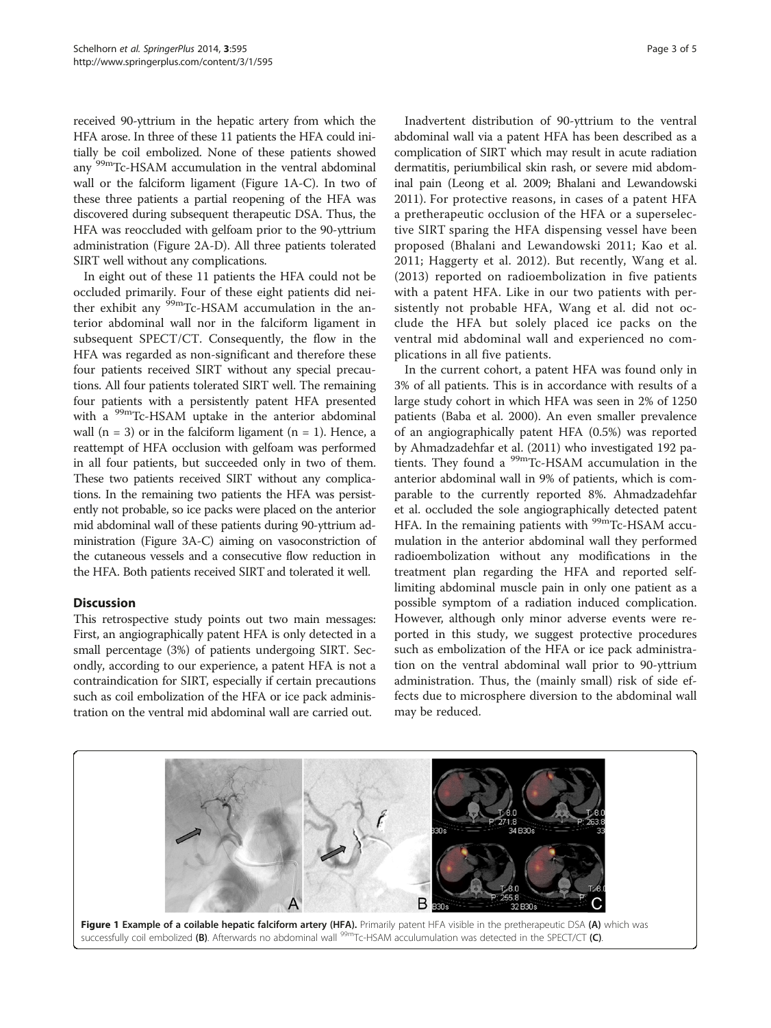received 90-yttrium in the hepatic artery from which the HFA arose. In three of these 11 patients the HFA could initially be coil embolized. None of these patients showed any $^{99m}$Tc-HSAM accumulation in the ventral abdominal wall or the falciform ligament (Figure 1A-C). In two of these three patients a partial reopening of the HFA was discovered during subsequent therapeutic DSA. Thus, the HFA was reoccluded with gelfoam prior to the 90-yttrium administration (Figure 2A-D). All three patients tolerated SIRT well without any complications.

In eight out of these 11 patients the HFA could not be occluded primarily. Four of these eight patients did neither exhibit any $^{99m}$Tc-HSAM accumulation in the anterior abdominal wall nor in the falciform ligament in subsequent SPECT/CT. Consequently, the flow in the HFA was regarded as non-significant and therefore these four patients received SIRT without any special precautions. All four patients tolerated SIRT well. The remaining four patients with a persistently patent HFA presented with a $^{99m}$Tc-HSAM uptake in the anterior abdominal wall (n = 3) or in the falciform ligament (n = 1). Hence, a reattempt of HFA occlusion with gelfoam was performed in all four patients, but succeeded only in two of them. These two patients received SIRT without any complications. In the remaining two patients the HFA was persistently not probable, so ice packs were placed on the anterior mid abdominal wall of these patients during 90-yttrium administration (Figure 3A-C) aiming on vasoconstriction of the cutaneous vessels and a consecutive flow reduction in the HFA. Both patients received SIRT and tolerated it well.

## Discussion

This retrospective study points out two main messages: First, an angiographically patent HFA is only detected in a small percentage (3%) of patients undergoing SIRT. Secondly, according to our experience, a patent HFA is not a contraindication for SIRT, especially if certain precautions such as coil embolization of the HFA or ice pack administration on the ventral mid abdominal wall are carried out.

Inadvertent distribution of 90-yttrium to the ventral abdominal wall via a patent HFA has been described as a complication of SIRT which may result in acute radiation dermatitis, periumbilical skin rash, or severe mid abdominal pain (Leong et al. 2009; Bhalani and Lewandowski 2011). For protective reasons, in cases of a patent HFA a pretherapeutic occlusion of the HFA or a superselective SIRT sparing the HFA dispensing vessel have been proposed (Bhalani and Lewandowski 2011; Kao et al. 2011; Haggerty et al. 2012). But recently, Wang et al. (2013) reported on radioembolization in five patients with a patent HFA. Like in our two patients with persistently not probable HFA, Wang et al. did not occlude the HFA but solely placed ice packs on the ventral mid abdominal wall and experienced no complications in all five patients.

In the current cohort, a patent HFA was found only in 3% of all patients. This is in accordance with results of a large study cohort in which HFA was seen in 2% of 1250 patients (Baba et al. 2000). An even smaller prevalence of an angiographically patent HFA (0.5%) was reported by Ahmadzadehfar et al. (2011) who investigated 192 patients. They found a $^{99m}$Tc-HSAM accumulation in the anterior abdominal wall in 9% of patients, which is comparable to the currently reported 8%. Ahmadzadehfar et al. occluded the sole angiographically detected patent HFA. In the remaining patients with $^{99m}$Tc-HSAM accumulation in the anterior abdominal wall they performed radioembolization without any modifications in the treatment plan regarding the HFA and reported self-limiting abdominal muscle pain in only one patient as a possible symptom of a radiation induced complication. However, although only minor adverse events were reported in this study, we suggest protective procedures such as embolization of the HFA or ice pack administration on the ventral abdominal wall prior to 90-yttrium administration. Thus, the (mainly small) risk of side effects due to microsphere diversion to the abdominal wall may be reduced.

**Figure 1 Example of a coilable hepatic falciform artery (HFA).** Primarily patent HFA visible in the pretherapeutic DSA **(A)** which was successfully coil embolized **(B)**. Afterwards no abdominal wall $^{99m}$Tc-HSAM acculumulation was detected in the SPECT/CT **(C)**.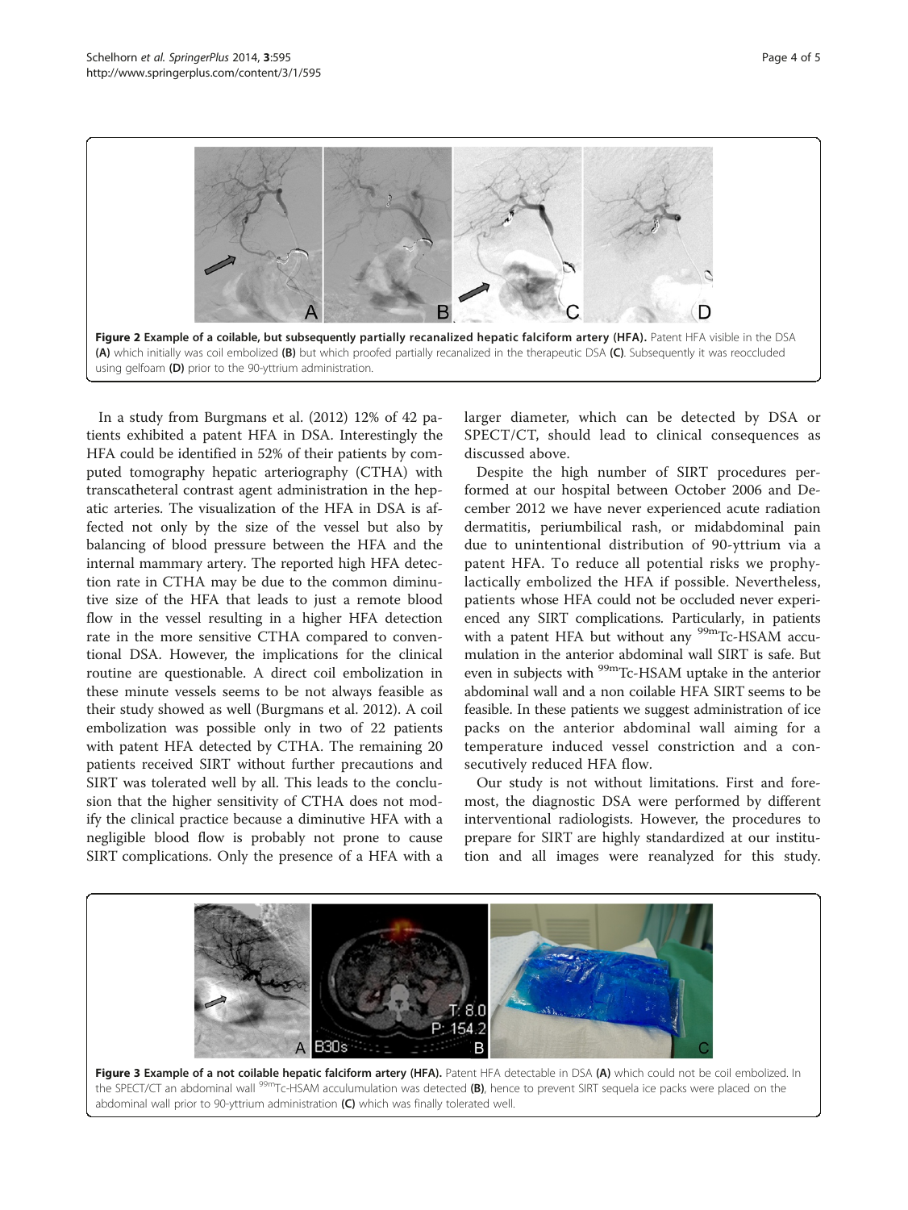**Figure 2 Example of a coilable, but subsequently partially recanalized hepatic falciform artery (HFA).** Patent HFA visible in the DSA **(A)** which initially was coil embolized **(B)** but which proofed partially recanalized in the therapeutic DSA **(C)**. Subsequently it was reoccluded using gelfoam **(D)** prior to the 90-yttrium administration.

In a study from Burgmans et al. (2012) 12% of 42 patients exhibited a patent HFA in DSA. Interestingly the HFA could be identified in 52% of their patients by computed tomography hepatic arteriography (CTHA) with transcatheteral contrast agent administration in the hepatic arteries. The visualization of the HFA in DSA is affected not only by the size of the vessel but also by balancing of blood pressure between the HFA and the internal mammary artery. The reported high HFA detection rate in CTHA may be due to the common diminutive size of the HFA that leads to just a remote blood flow in the vessel resulting in a higher HFA detection rate in the more sensitive CTHA compared to conventional DSA. However, the implications for the clinical routine are questionable. A direct coil embolization in these minute vessels seems to be not always feasible as their study showed as well (Burgmans et al. 2012). A coil embolization was possible only in two of 22 patients with patent HFA detected by CTHA. The remaining 20 patients received SIRT without further precautions and SIRT was tolerated well by all. This leads to the conclusion that the higher sensitivity of CTHA does not modify the clinical practice because a diminutive HFA with a negligible blood flow is probably not prone to cause SIRT complications. Only the presence of a HFA with a larger diameter, which can be detected by DSA or SPECT/CT, should lead to clinical consequences as discussed above.

Despite the high number of SIRT procedures performed at our hospital between October 2006 and December 2012 we have never experienced acute radiation dermatitis, periumbilical rash, or midabdominal pain due to unintentional distribution of 90-yttrium via a patent HFA. To reduce all potential risks we prophylactically embolized the HFA if possible. Nevertheless, patients whose HFA could not be occluded never experienced any SIRT complications. Particularly, in patients with a patent HFA but without any $^{99m}$Tc-HSAM accumulation in the anterior abdominal wall SIRT is safe. But even in subjects with $^{99m}$Tc-HSAM uptake in the anterior abdominal wall and a non coilable HFA SIRT seems to be feasible. In these patients we suggest administration of ice packs on the anterior abdominal wall aiming for a temperature induced vessel constriction and a consecutively reduced HFA flow.

Our study is not without limitations. First and foremost, the diagnostic DSA were performed by different interventional radiologists. However, the procedures to prepare for SIRT are highly standardized at our institution and all images were reanalyzed for this study.

**Figure 3 Example of a not coilable hepatic falciform artery (HFA).** Patent HFA detectable in DSA **(A)** which could not be coil embolized. In the SPECT/CT an abdominal wall $^{99m}$Tc-HSAM acculumulation was detected **(B)**, hence to prevent SIRT sequela ice packs were placed on the abdominal wall prior to 90-yttrium administration **(C)** which was finally tolerated well.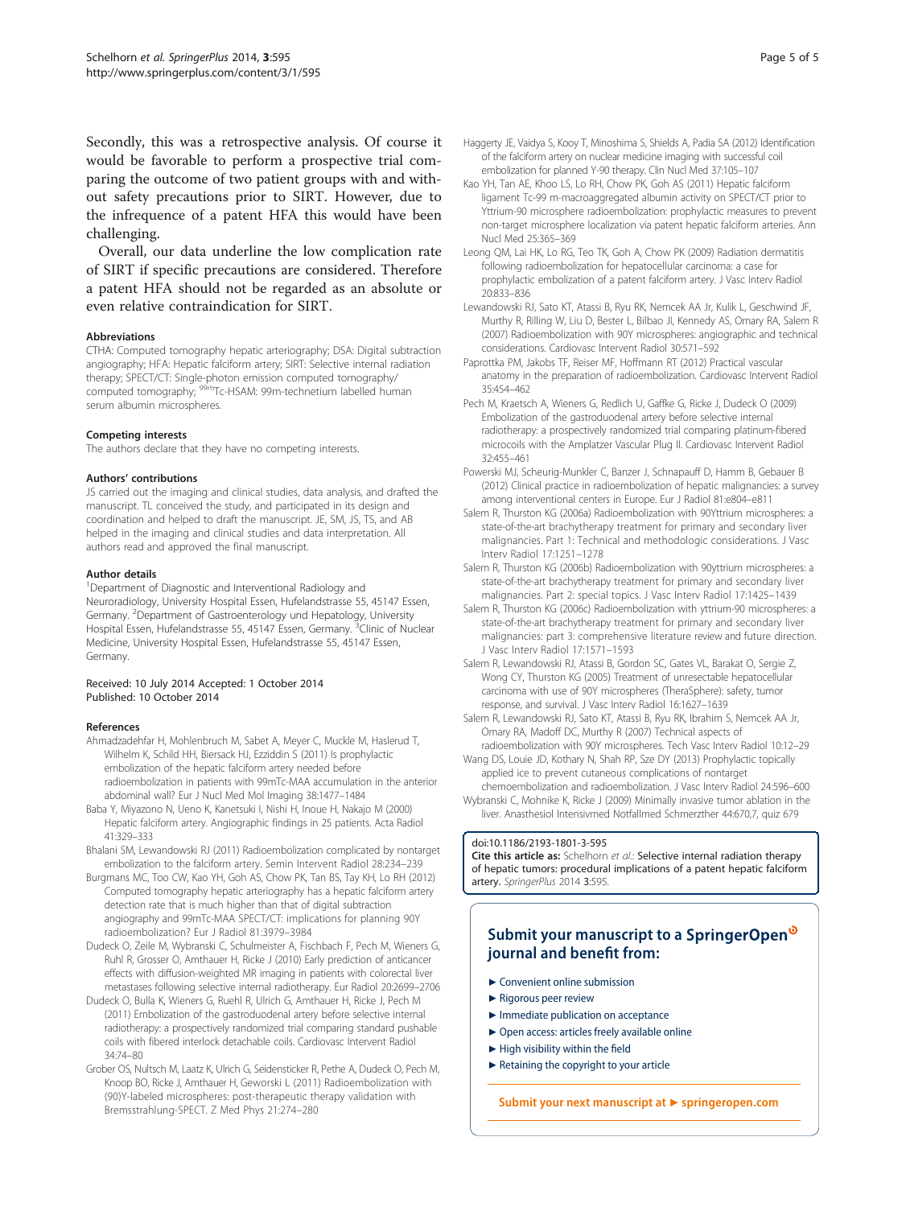Secondly, this was a retrospective analysis. Of course it would be favorable to perform a prospective trial comparing the outcome of two patient groups with and without safety precautions prior to SIRT. However, due to the infrequence of a patent HFA this would have been challenging.

Overall, our data underline the low complication rate of SIRT if specific precautions are considered. Therefore a patent HFA should not be regarded as an absolute or even relative contraindication for SIRT.

#### Abbreviations

CTHA: Computed tomography hepatic arteriography; DSA: Digital subtraction angiography; HFA: Hepatic falciform artery; SIRT: Selective internal radiation therapy; SPECT/CT: Single-photon emission computed tomography/computed tomography; $^{99m}$Tc-HSAM: 99m-technetium labelled human serum albumin microspheres.

#### Competing interests

The authors declare that they have no competing interests.

#### Authors' contributions

JS carried out the imaging and clinical studies, data analysis, and drafted the manuscript. TL conceived the study, and participated in its design and coordination and helped to draft the manuscript. JE, SM, JS, TS, and AB helped in the imaging and clinical studies and data interpretation. All authors read and approved the final manuscript.

#### Author details

[1]Department of Diagnostic and Interventional Radiology and Neuroradiology, University Hospital Essen, Hufelandstrasse 55, 45147 Essen, Germany. [2]Department of Gastroenterology und Hepatology, University Hospital Essen, Hufelandstrasse 55, 45147 Essen, Germany. [3]Clinic of Nuclear Medicine, University Hospital Essen, Hufelandstrasse 55, 45147 Essen, Germany.

Received: 10 July 2014 Accepted: 1 October 2014
Published: 10 October 2014

#### References

Ahmadzadehfar H, Mohlenbruch M, Sabet A, Meyer C, Muckle M, Haslerud T, Wilhelm K, Schild HH, Biersack HJ, Ezziddin S (2011) Is prophylactic embolization of the hepatic falciform artery needed before radioembolization in patients with 99mTc-MAA accumulation in the anterior abdominal wall? Eur J Nucl Med Mol Imaging 38:1477–1484

Baba Y, Miyazono N, Ueno K, Kanetsuki I, Nishi H, Inoue H, Nakajo M (2000) Hepatic falciform artery. Angiographic findings in 25 patients. Acta Radiol 41:329–333

Bhalani SM, Lewandowski RJ (2011) Radioembolization complicated by nontarget embolization to the falciform artery. Semin Intervent Radiol 28:234–239

Burgmans MC, Too CW, Kao YH, Goh AS, Chow PK, Tan BS, Tay KH, Lo RH (2012) Computed tomography hepatic arteriography has a hepatic falciform artery detection rate that is much higher than that of digital subtraction angiography and 99mTc-MAA SPECT/CT: implications for planning 90Y radioembolization? Eur J Radiol 81:3979–3984

Dudeck O, Zeile M, Wybranski C, Schulmeister A, Fischbach F, Pech M, Wieners G, Ruhl R, Grosser O, Amthauer H, Ricke J (2010) Early prediction of anticancer effects with diffusion-weighted MR imaging in patients with colorectal liver metastases following selective internal radiotherapy. Eur Radiol 20:2699–2706

Dudeck O, Bulla K, Wieners G, Ruehl R, Ulrich G, Amthauer H, Ricke J, Pech M (2011) Embolization of the gastroduodenal artery before selective internal radiotherapy: a prospectively randomized trial comparing standard pushable coils with fibered interlock detachable coils. Cardiovasc Intervent Radiol 34:74–80

Grober OS, Nultsch M, Laatz K, Ulrich G, Seidensticker R, Pethe A, Dudeck O, Pech M, Knoop BO, Ricke J, Amthauer H, Geworski L (2011) Radioembolization with (90)Y-labeled microspheres: post-therapeutic therapy validation with Bremsstrahlung-SPECT. Z Med Phys 21:274–280

Haggerty JE, Vaidya S, Kooy T, Minoshima S, Shields A, Padia SA (2012) Identification of the falciform artery on nuclear medicine imaging with successful coil embolization for planned Y-90 therapy. Clin Nucl Med 37:105–107

Kao YH, Tan AE, Khoo LS, Lo RH, Chow PK, Goh AS (2011) Hepatic falciform ligament Tc-99 m-macroaggregated albumin activity on SPECT/CT prior to Yttrium-90 microsphere radioembolization: prophylactic measures to prevent non-target microsphere localization via patent hepatic falciform arteries. Ann Nucl Med 25:365–369

Leong QM, Lai HK, Lo RG, Teo TK, Goh A, Chow PK (2009) Radiation dermatitis following radioembolization for hepatocellular carcinoma: a case for prophylactic embolization of a patent falciform artery. J Vasc Interv Radiol 20:833–836

Lewandowski RJ, Sato KT, Atassi B, Ryu RK, Nemcek AA Jr, Kulik L, Geschwind JF, Murthy R, Rilling W, Liu D, Bester L, Bilbao JI, Kennedy AS, Omary RA, Salem R (2007) Radioembolization with 90Y microspheres: angiographic and technical considerations. Cardiovasc Intervent Radiol 30:571–592

Paprottka PM, Jakobs TF, Reiser MF, Hoffmann RT (2012) Practical vascular anatomy in the preparation of radioembolization. Cardiovasc Intervent Radiol 35:454–462

Pech M, Kraetsch A, Wieners G, Redlich U, Gaffke G, Ricke J, Dudeck O (2009) Embolization of the gastroduodenal artery before selective internal radiotherapy: a prospectively randomized trial comparing platinum-fibered microcoils with the Amplatzer Vascular Plug II. Cardiovasc Intervent Radiol 32:455–461

Powerski MJ, Scheurig-Munkler C, Banzer J, Schnapauff D, Hamm B, Gebauer B (2012) Clinical practice in radioembolization of hepatic malignancies: a survey among interventional centers in Europe. Eur J Radiol 81:e804–e811

Salem R, Thurston KG (2006a) Radioembolization with 90Yttrium microspheres: a state-of-the-art brachytherapy treatment for primary and secondary liver malignancies. Part 1: Technical and methodologic considerations. J Vasc Interv Radiol 17:1251–1278

Salem R, Thurston KG (2006b) Radioembolization with 90yttrium microspheres: a state-of-the-art brachytherapy treatment for primary and secondary liver malignancies. Part 2: special topics. J Vasc Interv Radiol 17:1425–1439

Salem R, Thurston KG (2006c) Radioembolization with yttrium-90 microspheres: a state-of-the-art brachytherapy treatment for primary and secondary liver malignancies: part 3: comprehensive literature review and future direction. J Vasc Interv Radiol 17:1571–1593

Salem R, Lewandowski RJ, Atassi B, Gordon SC, Gates VL, Barakat O, Sergie Z, Wong CY, Thurston KG (2005) Treatment of unresectable hepatocellular carcinoma with use of 90Y microspheres (TheraSphere): safety, tumor response, and survival. J Vasc Interv Radiol 16:1627–1639

Salem R, Lewandowski RJ, Sato KT, Atassi B, Ryu RK, Ibrahim S, Nemcek AA Jr, Omary RA, Madoff DC, Murthy R (2007) Technical aspects of radioembolization with 90Y microspheres. Tech Vasc Interv Radiol 10:12–29

Wang DS, Louie JD, Kothary N, Shah RP, Sze DY (2013) Prophylactic topically applied ice to prevent cutaneous complications of nontarget chemoembolization and radioembolization. J Vasc Interv Radiol 24:596–600

Wybranski C, Mohnike K, Ricke J (2009) Minimally invasive tumor ablation in the liver. Anasthesiol Intensivmed Notfallmed Schmerzther 44:670,7, quiz 679

doi:10.1186/2193-1801-3-595

**Cite this article as:** Schelhorn *et al.*: Selective internal radiation therapy of hepatic tumors: procedural implications of a patent hepatic falciform artery. *SpringerPlus* 2014 3:595.

**Submit your manuscript to a SpringerOpen journal and benefit from:**

- ► Convenient online submission
- ► Rigorous peer review
- ► Immediate publication on acceptance
- ► Open access: articles freely available online
- ► High visibility within the field
- ► Retaining the copyright to your article

**Submit your next manuscript at ► springeropen.com**